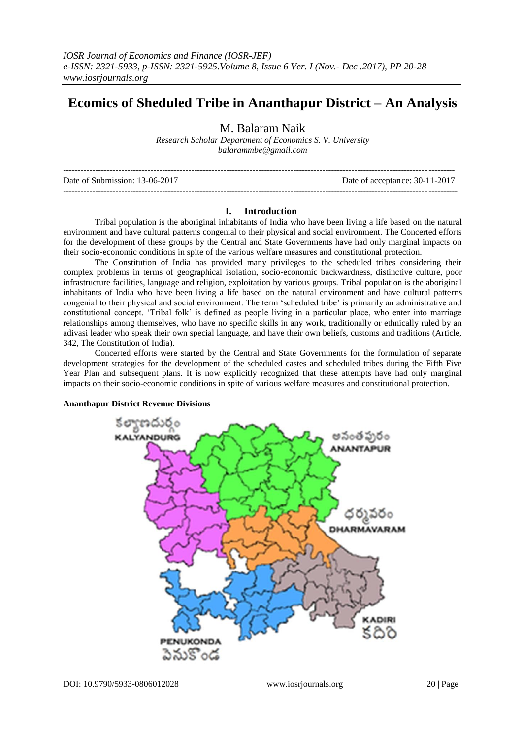# Ecomics of Sheduled Tribe in Ananthapur District – An Analysis

M. Balaram Naik

*Research Scholar Department of Economics S. V. University*
*balarammbe@gmail.com*

Date of Submission: 13-06-2017 Date of acceptance: 30-11-2017

## I. Introduction

Tribal population is the aboriginal inhabitants of India who have been living a life based on the natural environment and have cultural patterns congenial to their physical and social environment. The Concerted efforts for the development of these groups by the Central and State Governments have had only marginal impacts on their socio-economic conditions in spite of the various welfare measures and constitutional protection.

The Constitution of India has provided many privileges to the scheduled tribes considering their complex problems in terms of geographical isolation, socio-economic backwardness, distinctive culture, poor infrastructure facilities, language and religion, exploitation by various groups. Tribal population is the aboriginal inhabitants of India who have been living a life based on the natural environment and have cultural patterns congenial to their physical and social environment. The term 'scheduled tribe' is primarily an administrative and constitutional concept. 'Tribal folk' is defined as people living in a particular place, who enter into marriage relationships among themselves, who have no specific skills in any work, traditionally or ethnically ruled by an adivasi leader who speak their own special language, and have their own beliefs, customs and traditions (Article, 342, The Constitution of India).

Concerted efforts were started by the Central and State Governments for the formulation of separate development strategies for the development of the scheduled castes and scheduled tribes during the Fifth Five Year Plan and subsequent plans. It is now explicitly recognized that these attempts have had only marginal impacts on their socio-economic conditions in spite of various welfare measures and constitutional protection.

**Ananthapur District Revenue Divisions**

కళ్యాణదుర్గం KALYANDURG

అనంతపురం ANANTAPUR

ధర్మవరం DHARMAVARAM

KADIRI కదిరి

PENUKONDA పెనుకొండ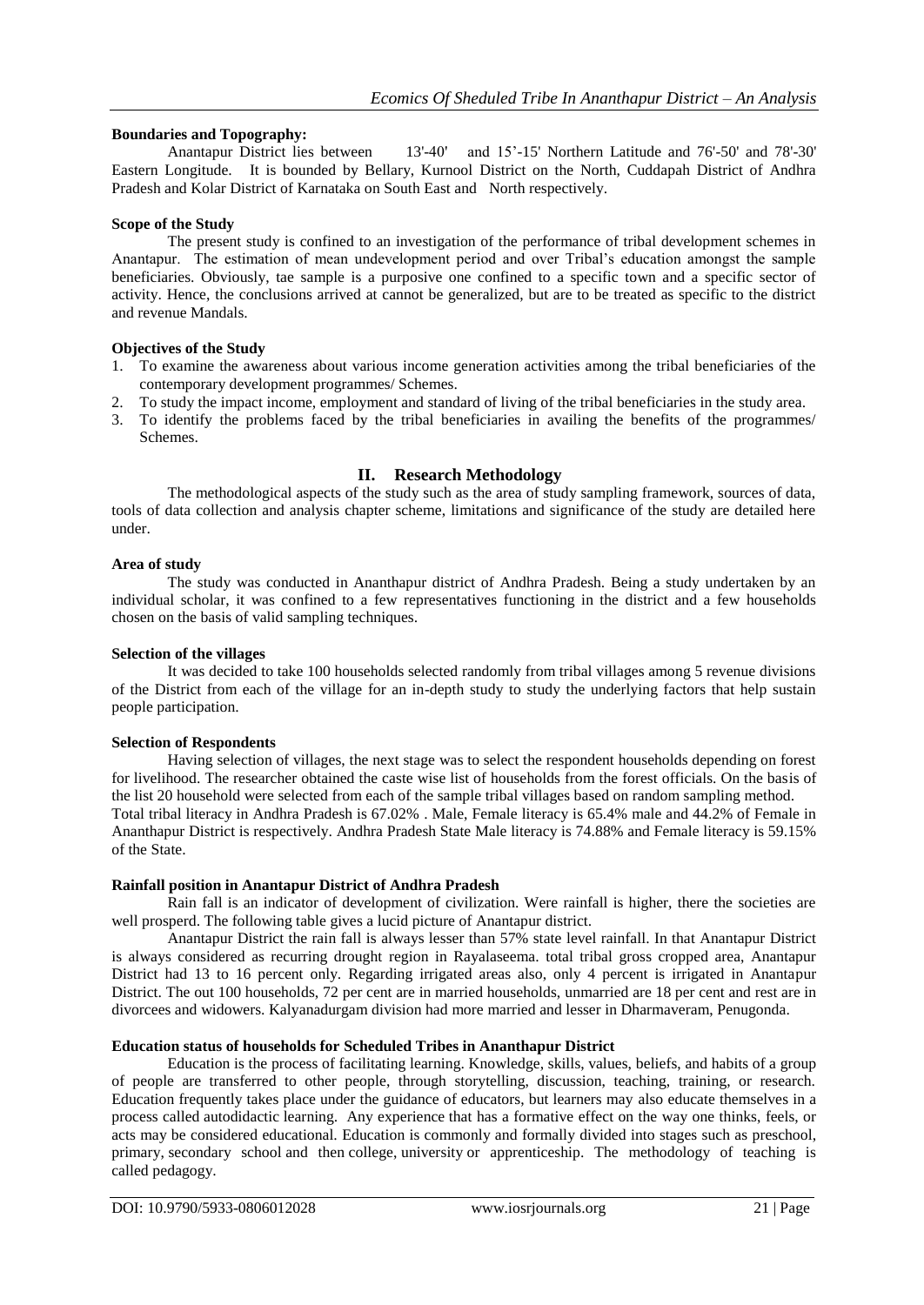**Boundaries and Topography:**

Anantapur District lies between 13'-40' and 15'-15' Northern Latitude and 76'-50' and 78'-30' Eastern Longitude. It is bounded by Bellary, Kurnool District on the North, Cuddapah District of Andhra Pradesh and Kolar District of Karnataka on South East and North respectively.

**Scope of the Study**

The present study is confined to an investigation of the performance of tribal development schemes in Anantapur. The estimation of mean undevelopment period and over Tribal's education amongst the sample beneficiaries. Obviously, tae sample is a purposive one confined to a specific town and a specific sector of activity. Hence, the conclusions arrived at cannot be generalized, but are to be treated as specific to the district and revenue Mandals.

**Objectives of the Study**

1. To examine the awareness about various income generation activities among the tribal beneficiaries of the contemporary development programmes/ Schemes.
2. To study the impact income, employment and standard of living of the tribal beneficiaries in the study area.
3. To identify the problems faced by the tribal beneficiaries in availing the benefits of the programmes/ Schemes.

## II. Research Methodology

The methodological aspects of the study such as the area of study sampling framework, sources of data, tools of data collection and analysis chapter scheme, limitations and significance of the study are detailed here under.

**Area of study**

The study was conducted in Ananthapur district of Andhra Pradesh. Being a study undertaken by an individual scholar, it was confined to a few representatives functioning in the district and a few households chosen on the basis of valid sampling techniques.

**Selection of the villages**

It was decided to take 100 households selected randomly from tribal villages among 5 revenue divisions of the District from each of the village for an in-depth study to study the underlying factors that help sustain people participation.

**Selection of Respondents**

Having selection of villages, the next stage was to select the respondent households depending on forest for livelihood. The researcher obtained the caste wise list of households from the forest officials. On the basis of the list 20 household were selected from each of the sample tribal villages based on random sampling method. Total tribal literacy in Andhra Pradesh is 67.02% . Male, Female literacy is 65.4% male and 44.2% of Female in Ananthapur District is respectively. Andhra Pradesh State Male literacy is 74.88% and Female literacy is 59.15% of the State.

**Rainfall position in Anantapur District of Andhra Pradesh**

Rain fall is an indicator of development of civilization. Were rainfall is higher, there the societies are well prosperd. The following table gives a lucid picture of Anantapur district.

Anantapur District the rain fall is always lesser than 57% state level rainfall. In that Anantapur District is always considered as recurring drought region in Rayalaseema. total tribal gross cropped area, Anantapur District had 13 to 16 percent only. Regarding irrigated areas also, only 4 percent is irrigated in Anantapur District. The out 100 households, 72 per cent are in married households, unmarried are 18 per cent and rest are in divorcees and widowers. Kalyanadurgam division had more married and lesser in Dharmaveram, Penugonda.

**Education status of households for Scheduled Tribes in Ananthapur District**

Education is the process of facilitating learning. Knowledge, skills, values, beliefs, and habits of a group of people are transferred to other people, through storytelling, discussion, teaching, training, or research. Education frequently takes place under the guidance of educators, but learners may also educate themselves in a process called autodidactic learning. Any experience that has a formative effect on the way one thinks, feels, or acts may be considered educational. Education is commonly and formally divided into stages such as preschool, primary, secondary school and then college, university or apprenticeship. The methodology of teaching is called pedagogy.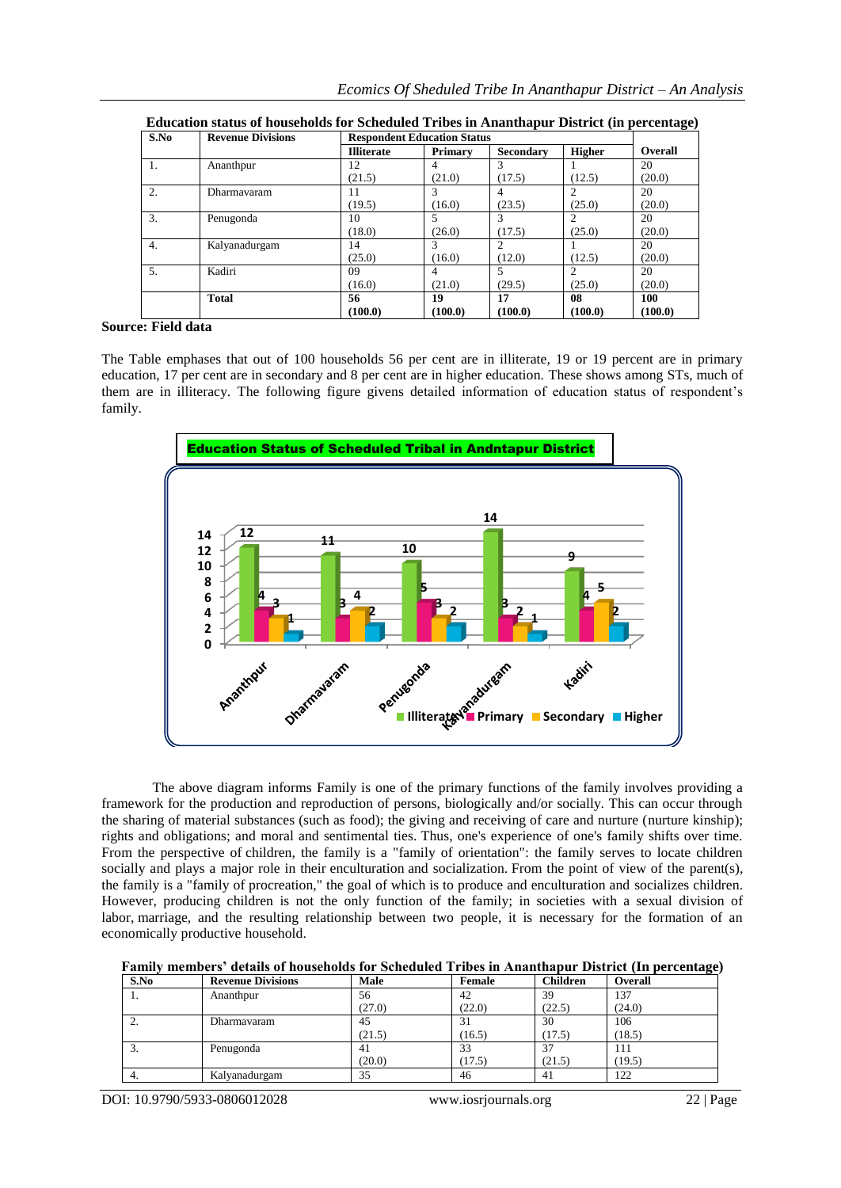**Education status of households for Scheduled Tribes in Ananthapur District (in percentage)**

| S.No | Revenue Divisions | Respondent Education Status | | | | Overall |
|---|---|---|---|---|---|---|
| | | Illiterate | Primary | Secondary | Higher | |
| 1. | Ananthpur | 12 (21.5) | 4 (21.0) | 3 (17.5) | 1 (12.5) | 20 (20.0) |
| 2. | Dharmavaram | 11 (19.5) | 3 (16.0) | 4 (23.5) | 2 (25.0) | 20 (20.0) |
| 3. | Penugonda | 10 (18.0) | 5 (26.0) | 3 (17.5) | 2 (25.0) | 20 (20.0) |
| 4. | Kalyanadurgam | 14 (25.0) | 3 (16.0) | 2 (12.0) | 1 (12.5) | 20 (20.0) |
| 5. | Kadiri | 09 (16.0) | 4 (21.0) | 5 (29.5) | 2 (25.0) | 20 (20.0) |
| | **Total** | **56 (100.0)** | **19 (100.0)** | **17 (100.0)** | **08 (100.0)** | **100 (100.0)** |

**Source: Field data**

The Table emphases that out of 100 households 56 per cent are in illiterate, 19 or 19 percent are in primary education, 17 per cent are in secondary and 8 per cent are in higher education. These shows among STs, much of them are in illiteracy. The following figure givens detailed information of education status of respondent's family.

**Education Status of Scheduled Tribal in Andntapur District**

The above diagram informs Family is one of the primary functions of the family involves providing a framework for the production and reproduction of persons, biologically and/or socially. This can occur through the sharing of material substances (such as food); the giving and receiving of care and nurture (nurture kinship); rights and obligations; and moral and sentimental ties. Thus, one's experience of one's family shifts over time. From the perspective of children, the family is a "family of orientation": the family serves to locate children socially and plays a major role in their enculturation and socialization. From the point of view of the parent(s), the family is a "family of procreation," the goal of which is to produce and enculturation and socializes children. However, producing children is not the only function of the family; in societies with a sexual division of labor, marriage, and the resulting relationship between two people, it is necessary for the formation of an economically productive household.

**Family members' details of households for Scheduled Tribes in Ananthapur District (In percentage)**

| S.No | Revenue Divisions | Male | Female | Children | Overall |
|---|---|---|---|---|---|
| 1. | Ananthpur | 56 (27.0) | 42 (22.0) | 39 (22.5) | 137 (24.0) |
| 2. | Dharmavaram | 45 (21.5) | 31 (16.5) | 30 (17.5) | 106 (18.5) |
| 3. | Penugonda | 41 (20.0) | 33 (17.5) | 37 (21.5) | 111 (19.5) |
| 4. | Kalyanadurgam | 35 | 46 | 41 | 122 |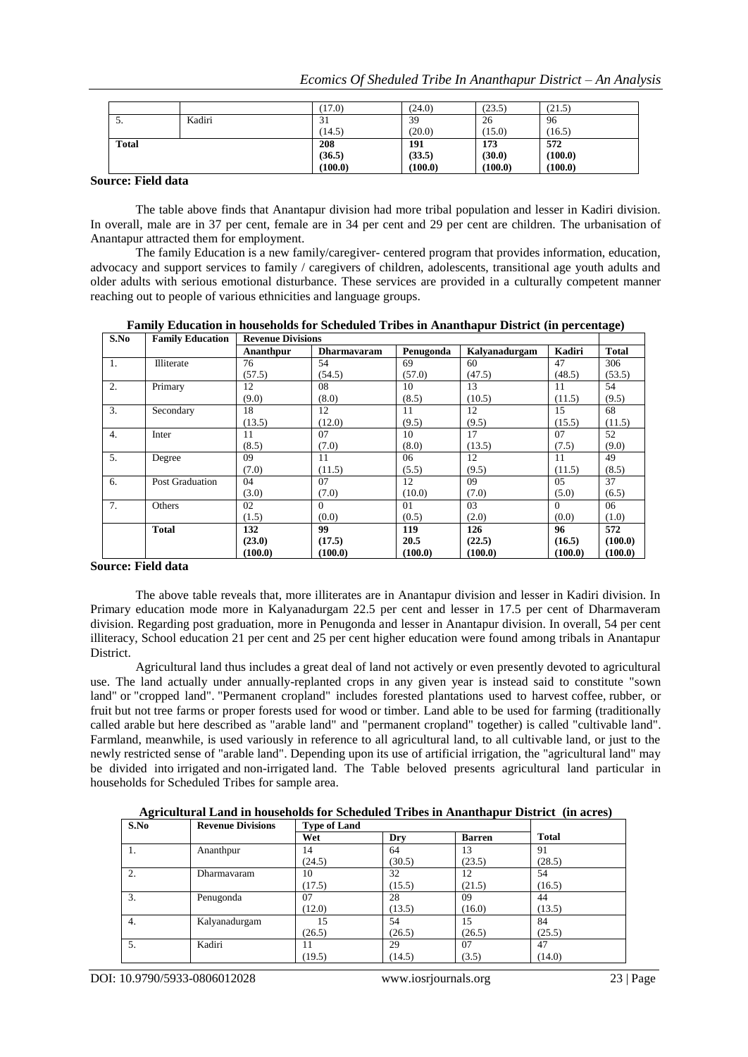| | | (17.0) | (24.0) | (23.5) | (21.5) |
|---|---|---|---|---|---|
| 5. | Kadiri | 31<br>(14.5) | 39<br>(20.0) | 26<br>(15.0) | 96<br>(16.5) |
| **Total** | | **208**<br>**(36.5)**<br>**(100.0)** | **191**<br>**(33.5)**<br>**(100.0)** | **173**<br>**(30.0)**<br>**(100.0)** | **572**<br>**(100.0)**<br>**(100.0)** |

**Source: Field data**

The table above finds that Anantapur division had more tribal population and lesser in Kadiri division. In overall, male are in 37 per cent, female are in 34 per cent and 29 per cent are children. The urbanisation of Anantapur attracted them for employment.

The family Education is a new family/caregiver- centered program that provides information, education, advocacy and support services to family / caregivers of children, adolescents, transitional age youth adults and older adults with serious emotional disturbance. These services are provided in a culturally competent manner reaching out to people of various ethnicities and language groups.

**Family Education in households for Scheduled Tribes in Ananthapur District (in percentage)**

| S.No | Family Education | Revenue Divisions | | | | | |
|---|---|---|---|---|---|---|---|
| | | **Ananthpur** | **Dharmavaram** | **Penugonda** | **Kalyanadurgam** | **Kadiri** | **Total** |
| 1. | Illiterate | 76<br>(57.5) | 54<br>(54.5) | 69<br>(57.0) | 60<br>(47.5) | 47<br>(48.5) | 306<br>(53.5) |
| 2. | Primary | 12<br>(9.0) | 08<br>(8.0) | 10<br>(8.5) | 13<br>(10.5) | 11<br>(11.5) | 54<br>(9.5) |
| 3. | Secondary | 18<br>(13.5) | 12<br>(12.0) | 11<br>(9.5) | 12<br>(9.5) | 15<br>(15.5) | 68<br>(11.5) |
| 4. | Inter | 11<br>(8.5) | 07<br>(7.0) | 10<br>(8.0) | 17<br>(13.5) | 07<br>(7.5) | 52<br>(9.0) |
| 5. | Degree | 09<br>(7.0) | 11<br>(11.5) | 06<br>(5.5) | 12<br>(9.5) | 11<br>(11.5) | 49<br>(8.5) |
| 6. | Post Graduation | 04<br>(3.0) | 07<br>(7.0) | 12<br>(10.0) | 09<br>(7.0) | 05<br>(5.0) | 37<br>(6.5) |
| 7. | Others | 02<br>(1.5) | 0<br>(0.0) | 01<br>(0.5) | 03<br>(2.0) | 0<br>(0.0) | 06<br>(1.0) |
| | **Total** | **132**<br>**(23.0)**<br>**(100.0)** | **99**<br>**(17.5)**<br>**(100.0)** | **119**<br>**20.5**<br>**(100.0)** | **126**<br>**(22.5)**<br>**(100.0)** | **96**<br>**(16.5)**<br>**(100.0)** | **572**<br>**(100.0)**<br>**(100.0)** |

**Source: Field data**

The above table reveals that, more illiterates are in Anantapur division and lesser in Kadiri division. In Primary education mode more in Kalyanadurgam 22.5 per cent and lesser in 17.5 per cent of Dharmaveram division. Regarding post graduation, more in Penugonda and lesser in Anantapur division. In overall, 54 per cent illiteracy, School education 21 per cent and 25 per cent higher education were found among tribals in Anantapur District.

Agricultural land thus includes a great deal of land not actively or even presently devoted to agricultural use. The land actually under annually-replanted crops in any given year is instead said to constitute "sown land" or "cropped land". "Permanent cropland" includes forested plantations used to harvest coffee, rubber, or fruit but not tree farms or proper forests used for wood or timber. Land able to be used for farming (traditionally called arable but here described as "arable land" and "permanent cropland" together) is called "cultivable land". Farmland, meanwhile, is used variously in reference to all agricultural land, to all cultivable land, or just to the newly restricted sense of "arable land". Depending upon its use of artificial irrigation, the "agricultural land" may be divided into irrigated and non-irrigated land. The Table beloved presents agricultural land particular in households for Scheduled Tribes for sample area.

**Agricultural Land in households for Scheduled Tribes in Ananthapur District (in acres)**

| S.No | Revenue Divisions | Type of Land | | | |
|---|---|---|---|---|---|
| | | **Wet** | **Dry** | **Barren** | **Total** |
| 1. | Ananthpur | 14<br>(24.5) | 64<br>(30.5) | 13<br>(23.5) | 91<br>(28.5) |
| 2. | Dharmavaram | 10<br>(17.5) | 32<br>(15.5) | 12<br>(21.5) | 54<br>(16.5) |
| 3. | Penugonda | 07<br>(12.0) | 28<br>(13.5) | 09<br>(16.0) | 44<br>(13.5) |
| 4. | Kalyanadurgam | 15<br>(26.5) | 54<br>(26.5) | 15<br>(26.5) | 84<br>(25.5) |
| 5. | Kadiri | 11<br>(19.5) | 29<br>(14.5) | 07<br>(3.5) | 47<br>(14.0) |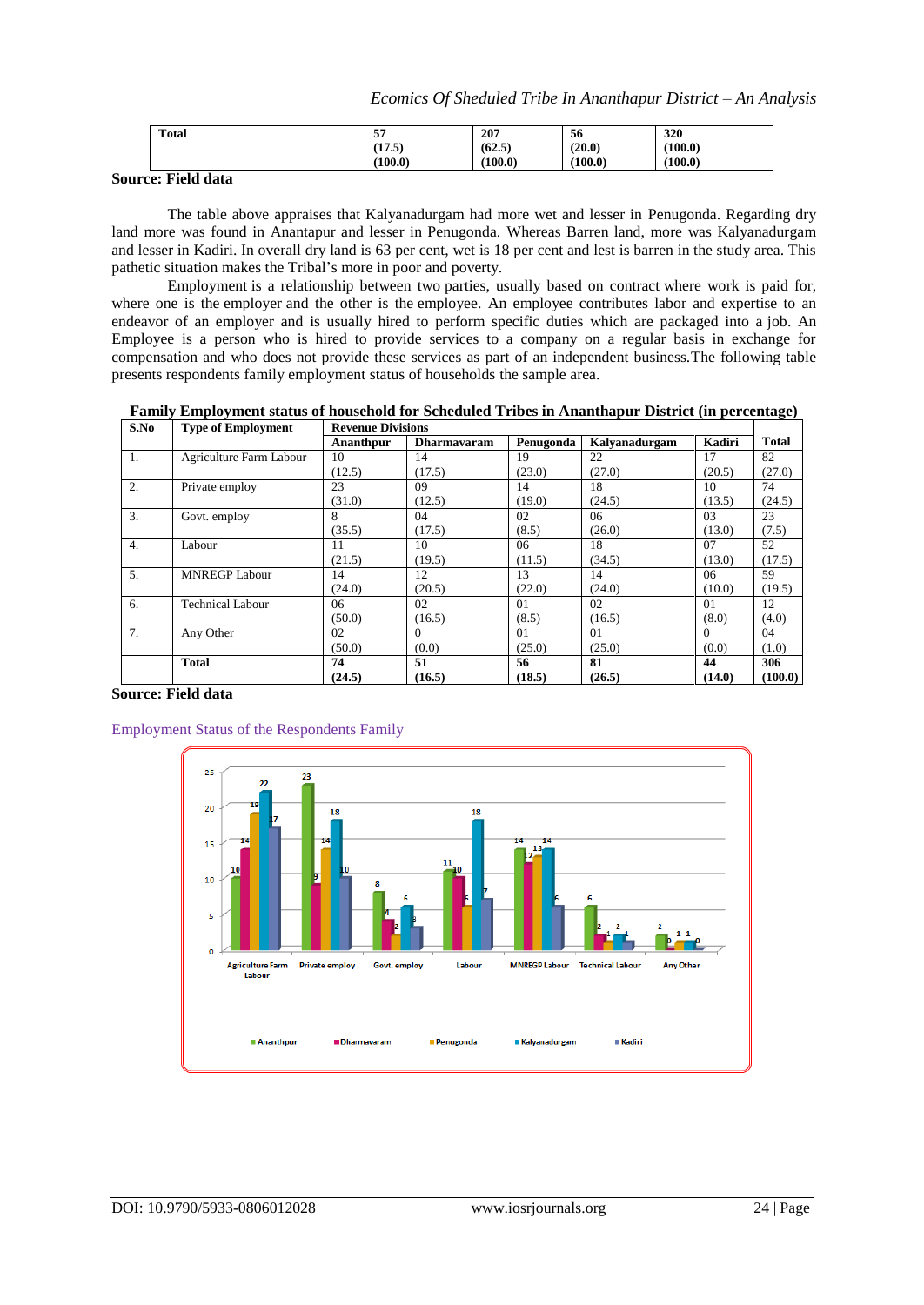| Total | 57 (17.5) (100.0) | 207 (62.5) (100.0) | 56 (20.0) (100.0) | 320 (100.0) (100.0) |
|---|---|---|---|---|

**Source: Field data**

The table above appraises that Kalyanadurgam had more wet and lesser in Penugonda. Regarding dry land more was found in Anantapur and lesser in Penugonda. Whereas Barren land, more was Kalyanadurgam and lesser in Kadiri. In overall dry land is 63 per cent, wet is 18 per cent and lest is barren in the study area. This pathetic situation makes the Tribal's more in poor and poverty.

Employment is a relationship between two parties, usually based on contract where work is paid for, where one is the employer and the other is the employee. An employee contributes labor and expertise to an endeavor of an employer and is usually hired to perform specific duties which are packaged into a job. An Employee is a person who is hired to provide services to a company on a regular basis in exchange for compensation and who does not provide these services as part of an independent business.The following table presents respondents family employment status of households the sample area.

**Family Employment status of household for Scheduled Tribes in Ananthapur District (in percentage)**

| S.No | Type of Employment | Revenue Divisions | | | | | Total |
|---|---|---|---|---|---|---|---|
| | | Ananthpur | Dharmavaram | Penugonda | Kalyanadurgam | Kadiri | |
| 1. | Agriculture Farm Labour | 10 (12.5) | 14 (17.5) | 19 (23.0) | 22 (27.0) | 17 (20.5) | 82 (27.0) |
| 2. | Private employ | 23 (31.0) | 09 (12.5) | 14 (19.0) | 18 (24.5) | 10 (13.5) | 74 (24.5) |
| 3. | Govt. employ | 8 (35.5) | 04 (17.5) | 02 (8.5) | 06 (26.0) | 03 (13.0) | 23 (7.5) |
| 4. | Labour | 11 (21.5) | 10 (19.5) | 06 (11.5) | 18 (34.5) | 07 (13.0) | 52 (17.5) |
| 5. | MNREGP Labour | 14 (24.0) | 12 (20.5) | 13 (22.0) | 14 (24.0) | 06 (10.0) | 59 (19.5) |
| 6. | Technical Labour | 06 (50.0) | 02 (16.5) | 01 (8.5) | 02 (16.5) | 01 (8.0) | 12 (4.0) |
| 7. | Any Other | 02 (50.0) | 0 (0.0) | 01 (25.0) | 01 (25.0) | 0 (0.0) | 04 (1.0) |
| | **Total** | **74 (24.5)** | **51 (16.5)** | **56 (18.5)** | **81 (26.5)** | **44 (14.0)** | **306 (100.0)** |

**Source: Field data**

Employment Status of the Respondents Family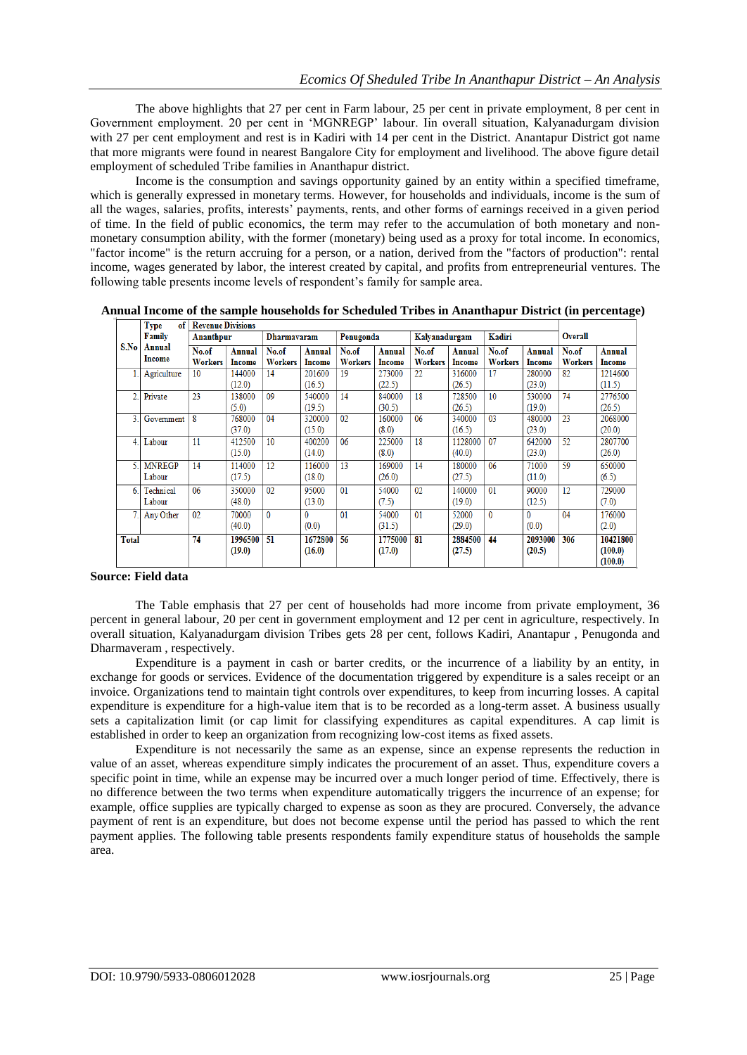The above highlights that 27 per cent in Farm labour, 25 per cent in private employment, 8 per cent in Government employment. 20 per cent in 'MGNREGP' labour. Iin overall situation, Kalyanadurgam division with 27 per cent employment and rest is in Kadiri with 14 per cent in the District. Anantapur District got name that more migrants were found in nearest Bangalore City for employment and livelihood. The above figure detail employment of scheduled Tribe families in Ananthapur district.

Income is the consumption and savings opportunity gained by an entity within a specified timeframe, which is generally expressed in monetary terms. However, for households and individuals, income is the sum of all the wages, salaries, profits, interests' payments, rents, and other forms of earnings received in a given period of time. In the field of public economics, the term may refer to the accumulation of both monetary and non-monetary consumption ability, with the former (monetary) being used as a proxy for total income. In economics, "factor income" is the return accruing for a person, or a nation, derived from the "factors of production": rental income, wages generated by labor, the interest created by capital, and profits from entrepreneurial ventures. The following table presents income levels of respondent's family for sample area.

**Annual Income of the sample households for Scheduled Tribes in Ananthapur District (in percentage)**

| S.No | Type of Family Annual Income | Revenue Divisions | | | | | | | | | | Overall | |
|---|---|---|---|---|---|---|---|---|---|---|---|---|---|
| | | Ananthpur | | Dharmavaram | | Penugonda | | Kalyanadurgam | | Kadiri | | | |
| | | No.of Workers | Annual Income | No.of Workers | Annual Income | No.of Workers | Annual Income | No.of Workers | Annual Income | No.of Workers | Annual Income | No.of Workers | Annual Income |
| 1. | Agriculture | 10 | 144000 (12.0) | 14 | 201600 (16.5) | 19 | 273000 (22.5) | 22 | 316000 (26.5) | 17 | 280000 (23.0) | 82 | 1214600 (11.5) |
| 2. | Private | 23 | 138000 (5.0) | 09 | 540000 (19.5) | 14 | 840000 (30.5) | 18 | 728500 (26.5) | 10 | 530000 (19.0) | 74 | 2776500 (26.5) |
| 3. | Government | 8 | 768000 (37.0) | 04 | 320000 (15.0) | 02 | 160000 (8.0) | 06 | 340000 (16.5) | 03 | 480000 (23.0) | 23 | 2068000 (20.0) |
| 4. | Labour | 11 | 412500 (15.0) | 10 | 400200 (14.0) | 06 | 225000 (8.0) | 18 | 1128000 (40.0) | 07 | 642000 (23.0) | 52 | 2807700 (26.0) |
| 5. | MNREGP Labour | 14 | 114000 (17.5) | 12 | 116000 (18.0) | 13 | 169000 (26.0) | 14 | 180000 (27.5) | 06 | 71000 (11.0) | 59 | 650000 (6.5) |
| 6. | Technical Labour | 06 | 350000 (48.0) | 02 | 95000 (13.0) | 01 | 54000 (7.5) | 02 | 140000 (19.0) | 01 | 90000 (12.5) | 12 | 729000 (7.0) |
| 7. | Any Other | 02 | 70000 (40.0) | 0 | 0 (0.0) | 01 | 54000 (31.5) | 01 | 52000 (29.0) | 0 | 0 (0.0) | 04 | 176000 (2.0) |
| **Total** | | **74** | **1996500 (19.0)** | **51** | **1672800 (16.0)** | **56** | **1775000 (17.0)** | **81** | **2884500 (27.5)** | **44** | **2093000 (20.5)** | **306** | **10421800 (100.0) (100.0)** |

**Source: Field data**

The Table emphasis that 27 per cent of households had more income from private employment, 36 percent in general labour, 20 per cent in government employment and 12 per cent in agriculture, respectively. In overall situation, Kalyanadurgam division Tribes gets 28 per cent, follows Kadiri, Anantapur , Penugonda and Dharmaveram , respectively.

Expenditure is a payment in cash or barter credits, or the incurrence of a liability by an entity, in exchange for goods or services. Evidence of the documentation triggered by expenditure is a sales receipt or an invoice. Organizations tend to maintain tight controls over expenditures, to keep from incurring losses. A capital expenditure is expenditure for a high-value item that is to be recorded as a long-term asset. A business usually sets a capitalization limit (or cap limit for classifying expenditures as capital expenditures. A cap limit is established in order to keep an organization from recognizing low-cost items as fixed assets.

Expenditure is not necessarily the same as an expense, since an expense represents the reduction in value of an asset, whereas expenditure simply indicates the procurement of an asset. Thus, expenditure covers a specific point in time, while an expense may be incurred over a much longer period of time. Effectively, there is no difference between the two terms when expenditure automatically triggers the incurrence of an expense; for example, office supplies are typically charged to expense as soon as they are procured. Conversely, the advance payment of rent is an expenditure, but does not become expense until the period has passed to which the rent payment applies. The following table presents respondents family expenditure status of households the sample area.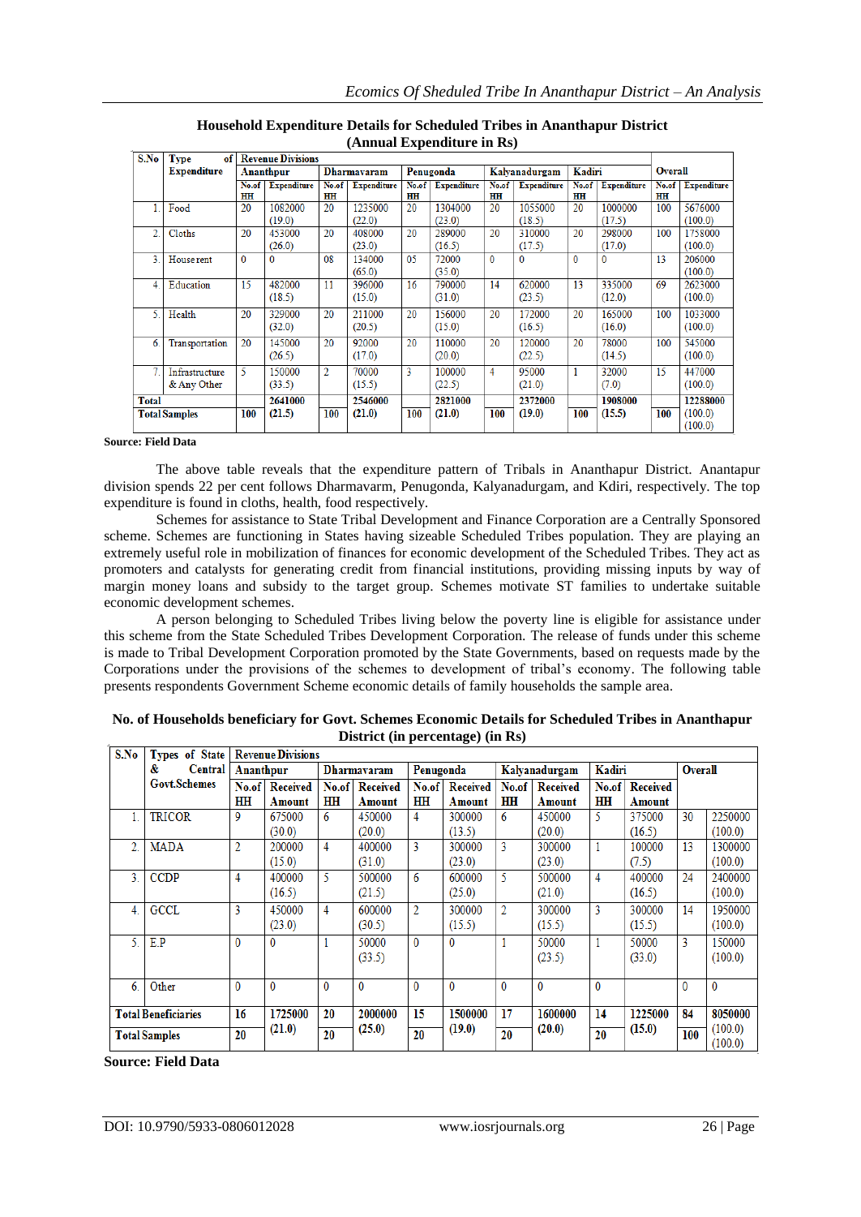**Household Expenditure Details for Scheduled Tribes in Ananthapur District (Annual Expenditure in Rs)**

| S.No | Type of Expenditure | Revenue Divisions | | | | | | | | | | | |
|---|---|---|---|---|---|---|---|---|---|---|---|---|---|
| | | Ananthpur | | Dharmavaram | | Penugonda | | Kalyanadurgam | | Kadiri | | Overall | |
| | | No.of HH | Expenditure | No.of HH | Expenditure | No.of HH | Expenditure | No.of HH | Expenditure | No.of HH | Expenditure | No.of HH | Expenditure |
| 1. | Food | 20 | 1082000 (19.0) | 20 | 1235000 (22.0) | 20 | 1304000 (23.0) | 20 | 1055000 (18.5) | 20 | 1000000 (17.5) | 100 | 5676000 (100.0) |
| 2. | Cloths | 20 | 453000 (26.0) | 20 | 408000 (23.0) | 20 | 289000 (16.5) | 20 | 310000 (17.5) | 20 | 298000 (17.0) | 100 | 1758000 (100.0) |
| 3. | House rent | 0 | 0 | 08 | 134000 (65.0) | 05 | 72000 (35.0) | 0 | 0 | 0 | 0 | 13 | 206000 (100.0) |
| 4. | Education | 15 | 482000 (18.5) | 11 | 396000 (15.0) | 16 | 790000 (31.0) | 14 | 620000 (23.5) | 13 | 335000 (12.0) | 69 | 2623000 (100.0) |
| 5. | Health | 20 | 329000 (32.0) | 20 | 211000 (20.5) | 20 | 156000 (15.0) | 20 | 172000 (16.5) | 20 | 165000 (16.0) | 100 | 1033000 (100.0) |
| 6. | Transportation | 20 | 145000 (26.5) | 20 | 92000 (17.0) | 20 | 110000 (20.0) | 20 | 120000 (22.5) | 20 | 78000 (14.5) | 100 | 545000 (100.0) |
| 7. | Infrastructure & Any Other | 5 | 150000 (33.5) | 2 | 70000 (15.5) | 3 | 100000 (22.5) | 4 | 95000 (21.0) | 1 | 32000 (7.0) | 15 | 447000 (100.0) |
| Total | | | 2641000 | | 2546000 | | 2821000 | | 2372000 | | 1908000 | | 12288000 |
| Total Samples | | 100 | (21.5) | 100 | (21.0) | 100 | (21.0) | 100 | (19.0) | 100 | (15.5) | 100 | (100.0) (100.0) |

**Source: Field Data**

The above table reveals that the expenditure pattern of Tribals in Ananthapur District. Anantapur division spends 22 per cent follows Dharmavarm, Penugonda, Kalyanadurgam, and Kdiri, respectively. The top expenditure is found in cloths, health, food respectively.

Schemes for assistance to State Tribal Development and Finance Corporation are a Centrally Sponsored scheme. Schemes are functioning in States having sizeable Scheduled Tribes population. They are playing an extremely useful role in mobilization of finances for economic development of the Scheduled Tribes. They act as promoters and catalysts for generating credit from financial institutions, providing missing inputs by way of margin money loans and subsidy to the target group. Schemes motivate ST families to undertake suitable economic development schemes.

A person belonging to Scheduled Tribes living below the poverty line is eligible for assistance under this scheme from the State Scheduled Tribes Development Corporation. The release of funds under this scheme is made to Tribal Development Corporation promoted by the State Governments, based on requests made by the Corporations under the provisions of the schemes to development of tribal's economy. The following table presents respondents Government Scheme economic details of family households the sample area.

**No. of Households beneficiary for Govt. Schemes Economic Details for Scheduled Tribes in Ananthapur District (in percentage) (in Rs)**

| S.No | Types of State & Central Govt.Schemes | Revenue Divisions | | | | | | | | | | | |
|---|---|---|---|---|---|---|---|---|---|---|---|---|---|
| | | Ananthpur | | Dharmavaram | | Penugonda | | Kalyanadurgam | | Kadiri | | Overall | |
| | | No.of HH | Received Amount | No.of HH | Received Amount | No.of HH | Received Amount | No.of HH | Received Amount | No.of HH | Received Amount | | |
| 1. | TRICOR | 9 | 675000 (30.0) | 6 | 450000 (20.0) | 4 | 300000 (13.5) | 6 | 450000 (20.0) | 5 | 375000 (16.5) | 30 | 2250000 (100.0) |
| 2. | MADA | 2 | 200000 (15.0) | 4 | 400000 (31.0) | 3 | 300000 (23.0) | 3 | 300000 (23.0) | 1 | 100000 (7.5) | 13 | 1300000 (100.0) |
| 3. | CCDP | 4 | 400000 (16.5) | 5 | 500000 (21.5) | 6 | 600000 (25.0) | 5 | 500000 (21.0) | 4 | 400000 (16.5) | 24 | 2400000 (100.0) |
| 4. | GCCL | 3 | 450000 (23.0) | 4 | 600000 (30.5) | 2 | 300000 (15.5) | 2 | 300000 (15.5) | 3 | 300000 (15.5) | 14 | 1950000 (100.0) |
| 5. | E.P | 0 | 0 | 1 | 50000 (33.5) | 0 | 0 | 1 | 50000 (23.5) | 1 | 50000 (33.0) | 3 | 150000 (100.0) |
| 6. | Other | 0 | 0 | 0 | 0 | 0 | 0 | 0 | 0 | 0 | | 0 | 0 |
| Total Beneficiaries | | 16 | 1725000 | 20 | 2000000 | 15 | 1500000 | 17 | 1600000 | 14 | 1225000 | 84 | 8050000 |
| Total Samples | | 20 | (21.0) | 20 | (25.0) | 20 | (19.0) | 20 | (20.0) | 20 | (15.0) | 100 | (100.0) (100.0) |

**Source: Field Data**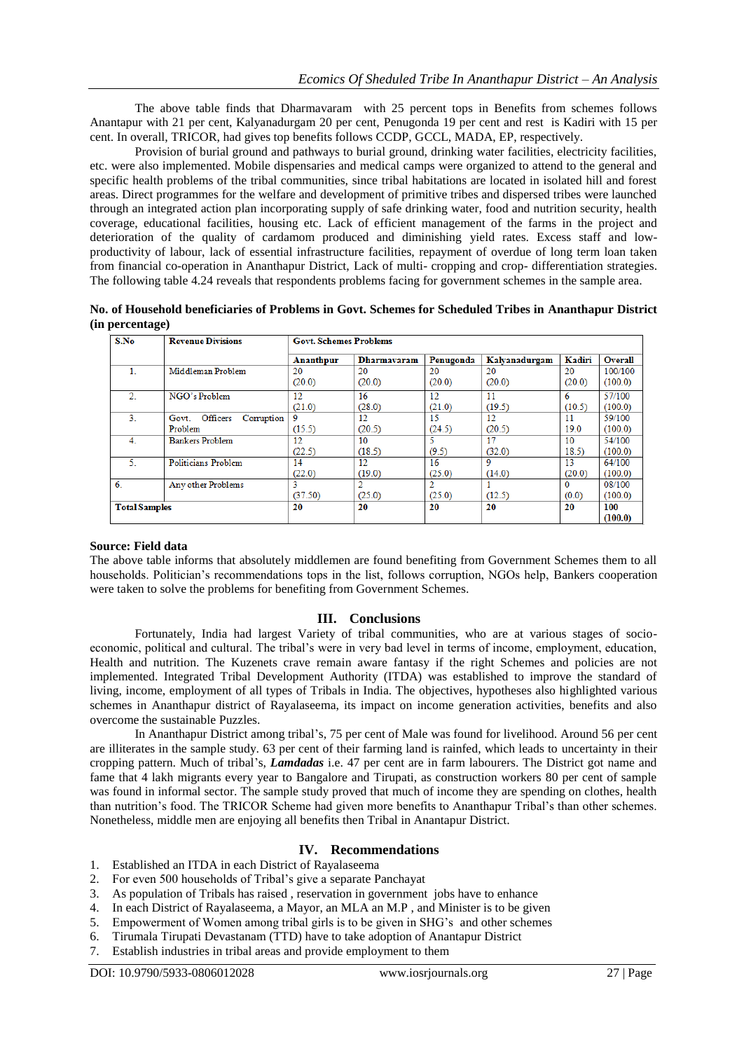The above table finds that Dharmavaram with 25 percent tops in Benefits from schemes follows Anantapur with 21 per cent, Kalyanadurgam 20 per cent, Penugonda 19 per cent and rest is Kadiri with 15 per cent. In overall, TRICOR, had gives top benefits follows CCDP, GCCL, MADA, EP, respectively.

Provision of burial ground and pathways to burial ground, drinking water facilities, electricity facilities, etc. were also implemented. Mobile dispensaries and medical camps were organized to attend to the general and specific health problems of the tribal communities, since tribal habitations are located in isolated hill and forest areas. Direct programmes for the welfare and development of primitive tribes and dispersed tribes were launched through an integrated action plan incorporating supply of safe drinking water, food and nutrition security, health coverage, educational facilities, housing etc. Lack of efficient management of the farms in the project and deterioration of the quality of cardamom produced and diminishing yield rates. Excess staff and low-productivity of labour, lack of essential infrastructure facilities, repayment of overdue of long term loan taken from financial co-operation in Ananthapur District, Lack of multi- cropping and crop- differentiation strategies. The following table 4.24 reveals that respondents problems facing for government schemes in the sample area.

**No. of Household beneficiaries of Problems in Govt. Schemes for Scheduled Tribes in Ananthapur District (in percentage)**

| S.No | Revenue Divisions | Govt. Schemes Problems | | | | | |
|---|---|---|---|---|---|---|---|
| | | Ananthpur | Dharmavaram | Penugonda | Kalyanadurgam | Kadiri | Overall |
| 1. | Middleman Problem | 20 (20.0) | 20 (20.0) | 20 (20.0) | 20 (20.0) | 20 (20.0) | 100/100 (100.0) |
| 2. | NGO's Problem | 12 (21.0) | 16 (28.0) | 12 (21.0) | 11 (19.5) | 6 (10.5) | 57/100 (100.0) |
| 3. | Govt. Officers Corruption Problem | 9 (15.5) | 12 (20.5) | 15 (24.5) | 12 (20.5) | 11 19.0 | 59/100 (100.0) |
| 4. | Bankers Problem | 12 (22.5) | 10 (18.5) | 5 (9.5) | 17 (32.0) | 10 18.5) | 54/100 (100.0) |
| 5. | Politicians Problem | 14 (22.0) | 12 (19.0) | 16 (25.0) | 9 (14.0) | 13 (20.0) | 64/100 (100.0) |
| 6. | Any other Problems | 3 (37.50) | 2 (25.0) | 2 (25.0) | 1 (12.5) | 0 (0.0) | 08/100 (100.0) |
| **Total Samples** | | **20** | **20** | **20** | **20** | **20** | **100 (100.0)** |

**Source: Field data**

The above table informs that absolutely middlemen are found benefiting from Government Schemes them to all households. Politician's recommendations tops in the list, follows corruption, NGOs help, Bankers cooperation were taken to solve the problems for benefiting from Government Schemes.

## III. Conclusions

Fortunately, India had largest Variety of tribal communities, who are at various stages of socio-economic, political and cultural. The tribal's were in very bad level in terms of income, employment, education, Health and nutrition. The Kuzenets crave remain aware fantasy if the right Schemes and policies are not implemented. Integrated Tribal Development Authority (ITDA) was established to improve the standard of living, income, employment of all types of Tribals in India. The objectives, hypotheses also highlighted various schemes in Ananthapur district of Rayalaseema, its impact on income generation activities, benefits and also overcome the sustainable Puzzles.

In Ananthapur District among tribal's, 75 per cent of Male was found for livelihood. Around 56 per cent are illiterates in the sample study. 63 per cent of their farming land is rainfed, which leads to uncertainty in their cropping pattern. Much of tribal's, ***Lamdadas*** i.e. 47 per cent are in farm labourers. The District got name and fame that 4 lakh migrants every year to Bangalore and Tirupati, as construction workers 80 per cent of sample was found in informal sector. The sample study proved that much of income they are spending on clothes, health than nutrition's food. The TRICOR Scheme had given more benefits to Ananthapur Tribal's than other schemes. Nonetheless, middle men are enjoying all benefits then Tribal in Anantapur District.

## IV. Recommendations

1. Established an ITDA in each District of Rayalaseema
2. For even 500 households of Tribal's give a separate Panchayat
3. As population of Tribals has raised , reservation in government jobs have to enhance
4. In each District of Rayalaseema, a Mayor, an MLA an M.P , and Minister is to be given
5. Empowerment of Women among tribal girls is to be given in SHG's and other schemes
6. Tirumala Tirupati Devastanam (TTD) have to take adoption of Anantapur District
7. Establish industries in tribal areas and provide employment to them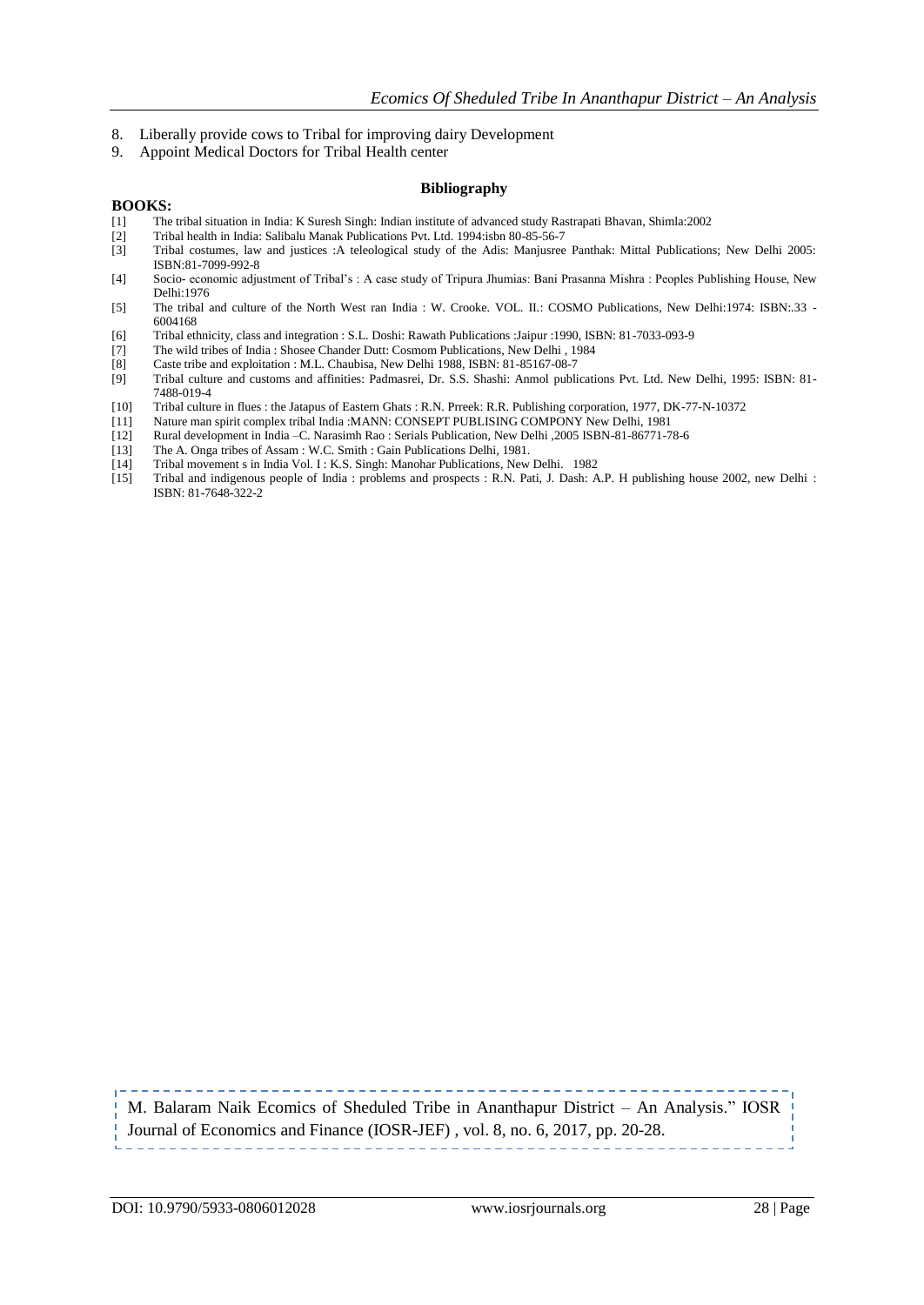8. Liberally provide cows to Tribal for improving dairy Development
9. Appoint Medical Doctors for Tribal Health center

## Bibliography

**BOOKS:**

[1] The tribal situation in India: K Suresh Singh: Indian institute of advanced study Rastrapati Bhavan, Shimla:2002
[2] Tribal health in India: Salibalu Manak Publications Pvt. Ltd. 1994:isbn 80-85-56-7
[3] Tribal costumes, law and justices :A teleological study of the Adis: Manjusree Panthak: Mittal Publications; New Delhi 2005: ISBN:81-7099-992-8
[4] Socio- economic adjustment of Tribal's : A case study of Tripura Jhumias: Bani Prasanna Mishra : Peoples Publishing House, New Delhi:1976
[5] The tribal and culture of the North West ran India : W. Crooke. VOL. II.: COSMO Publications, New Delhi:1974: ISBN:.33 - 6004168
[6] Tribal ethnicity, class and integration : S.L. Doshi: Rawath Publications :Jaipur :1990, ISBN: 81-7033-093-9
[7] The wild tribes of India : Shosee Chander Dutt: Cosmom Publications, New Delhi , 1984
[8] Caste tribe and exploitation : M.L. Chaubisa, New Delhi 1988, ISBN: 81-85167-08-7
[9] Tribal culture and customs and affinities: Padmasrei, Dr. S.S. Shashi: Anmol publications Pvt. Ltd. New Delhi, 1995: ISBN: 81-7488-019-4
[10] Tribal culture in flues : the Jatapus of Eastern Ghats : R.N. Prreek: R.R. Publishing corporation, 1977, DK-77-N-10372
[11] Nature man spirit complex tribal India :MANN: CONSEPT PUBLISING COMPONY New Delhi, 1981
[12] Rural development in India –C. Narasimh Rao : Serials Publication, New Delhi ,2005 ISBN-81-86771-78-6
[13] The A. Onga tribes of Assam : W.C. Smith : Gain Publications Delhi, 1981.
[14] Tribal movement s in India Vol. I : K.S. Singh: Manohar Publications, New Delhi. 1982
[15] Tribal and indigenous people of India : problems and prospects : R.N. Pati, J. Dash: A.P. H publishing house 2002, new Delhi : ISBN: 81-7648-322-2

M. Balaram Naik Ecomics of Sheduled Tribe in Ananthapur District – An Analysis." IOSR Journal of Economics and Finance (IOSR-JEF) , vol. 8, no. 6, 2017, pp. 20-28.